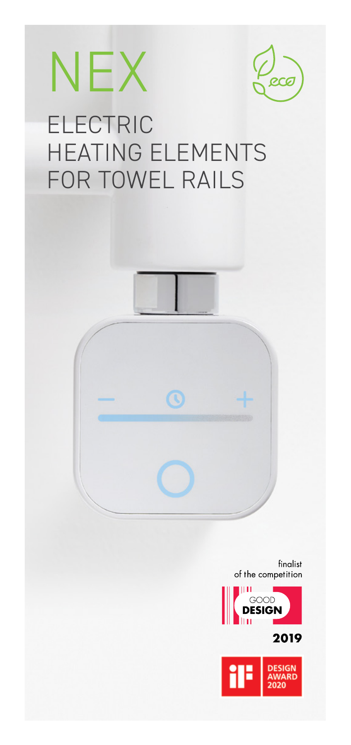# NEX

## ELECTRIC HEATING ELEMENTS FOR TOWEL RAILS

finalist of the competition

GOOD DESIGN 2019

iF DESIGN AWARD 2020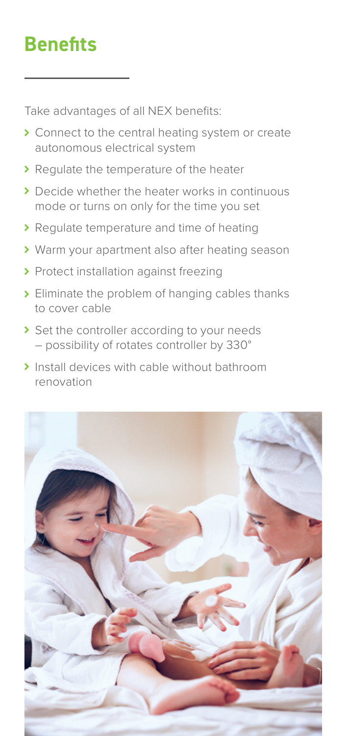## Benefits

Take advantages of all NEX benefits:

- Connect to the central heating system or create autonomous electrical system
- Regulate the temperature of the heater
- Decide whether the heater works in continuous mode or turns on only for the time you set
- Regulate temperature and time of heating
- Warm your apartment also after heating season
- Protect installation against freezing
- Eliminate the problem of hanging cables thanks to cover cable
- Set the controller according to your needs – possibility of rotates controller by 330°
- Install devices with cable without bathroom renovation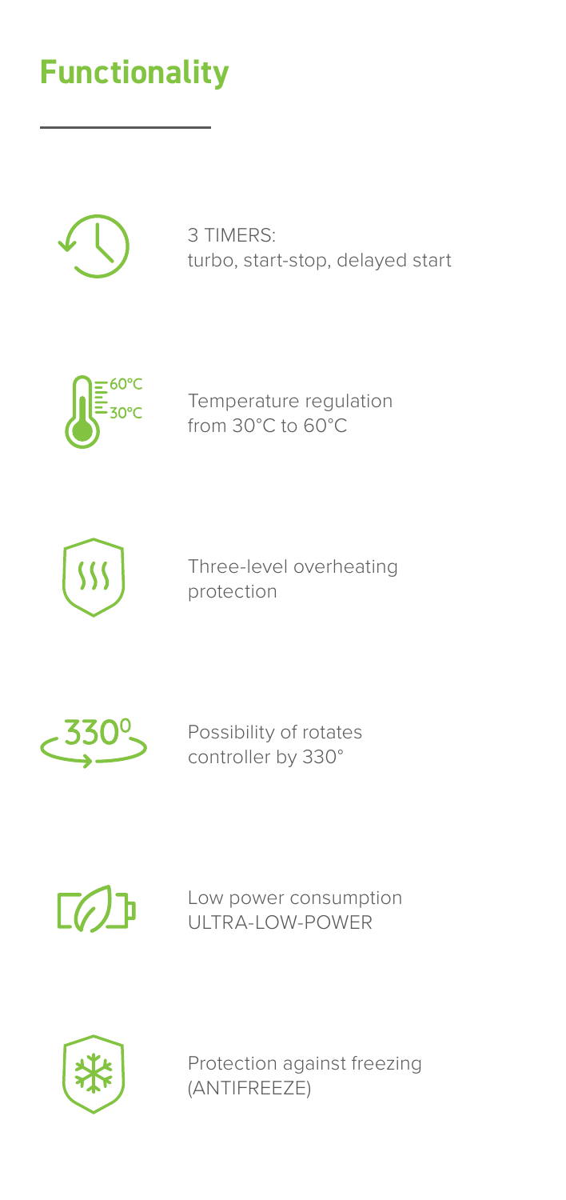# Functionality

3 TIMERS:
turbo, start-stop, delayed start

Temperature regulation
from 30°C to 60°C

Three-level overheating
protection

Possibility of rotates
controller by 330°

Low power consumption
ULTRA-LOW-POWER

Protection against freezing
(ANTIFREEZE)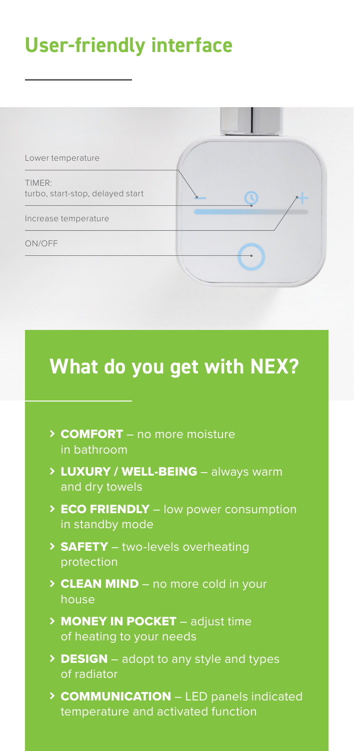## User-friendly interface

Lower temperature

TIMER:
turbo, start-stop, delayed start

Increase temperature

ON/OFF

## What do you get with NEX?

- **COMFORT** – no more moisture in bathroom
- **LUXURY / WELL-BEING** – always warm and dry towels
- **ECO FRIENDLY** – low power consumption in standby mode
- **SAFETY** – two-levels overheating protection
- **CLEAN MIND** – no more cold in your house
- **MONEY IN POCKET** – adjust time of heating to your needs
- **DESIGN** – adopt to any style and types of radiator
- **COMMUNICATION** – LED panels indicated temperature and activated function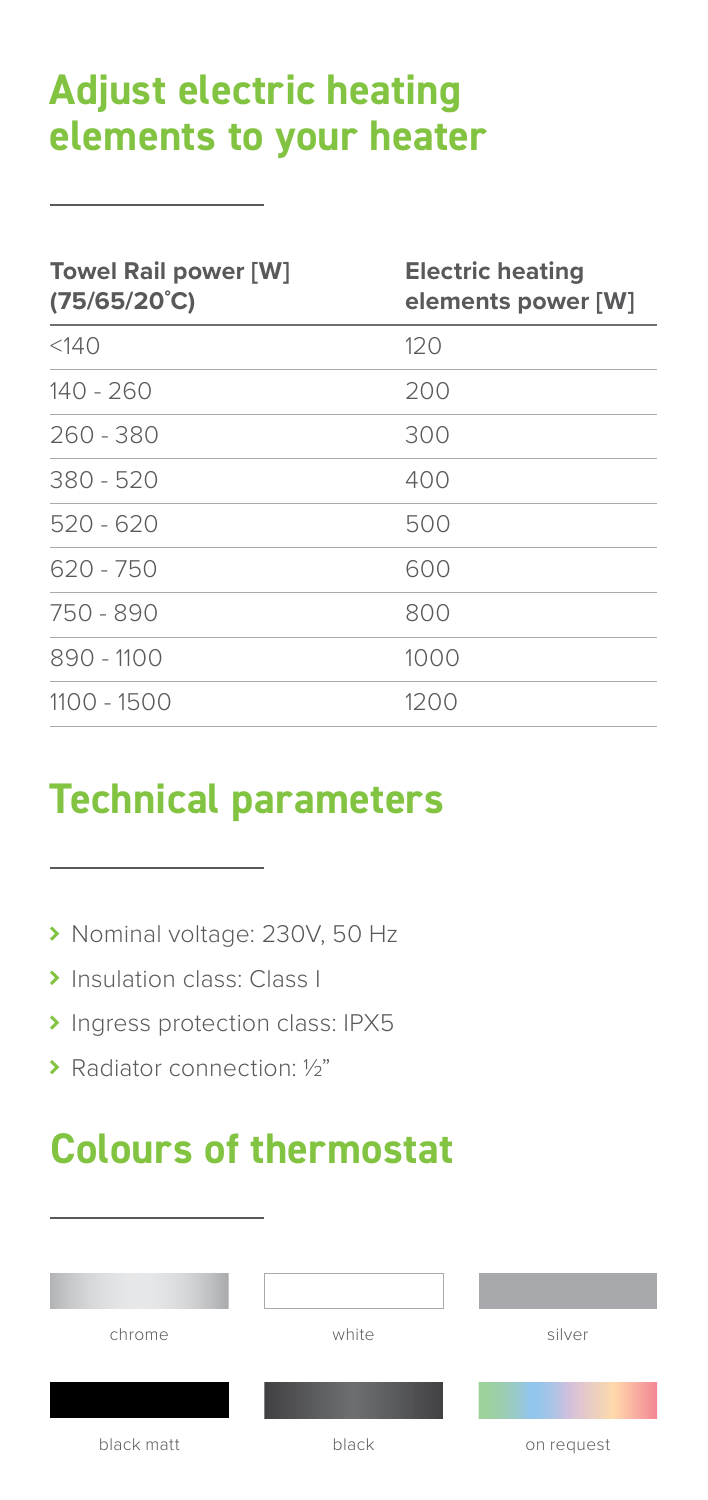## Adjust electric heating elements to your heater

| Towel Rail power [W] (75/65/20°C) | Electric heating elements power [W] |
| --- | --- |
| <140 | 120 |
| 140 - 260 | 200 |
| 260 - 380 | 300 |
| 380 - 520 | 400 |
| 520 - 620 | 500 |
| 620 - 750 | 600 |
| 750 - 890 | 800 |
| 890 - 1100 | 1000 |
| 1100 - 1500 | 1200 |

## Technical parameters

- Nominal voltage: 230V, 50 Hz
- Insulation class: Class I
- Ingress protection class: IPX5
- Radiator connection: ½"

## Colours of thermostat

chrome

white

silver

black matt

black

on request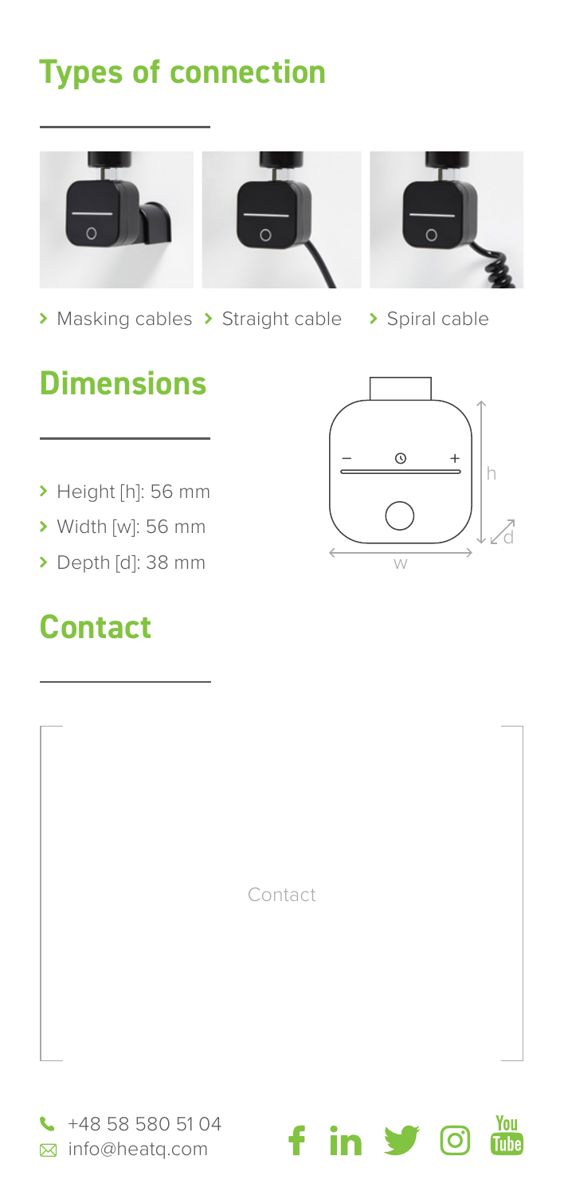## Types of connection

- Masking cables
- Straight cable
- Spiral cable

## Dimensions

- Height [h]: 56 mm
- Width [w]: 56 mm
- Depth [d]: 38 mm

## Contact

Contact

+48 58 580 51 04
info@heatq.com